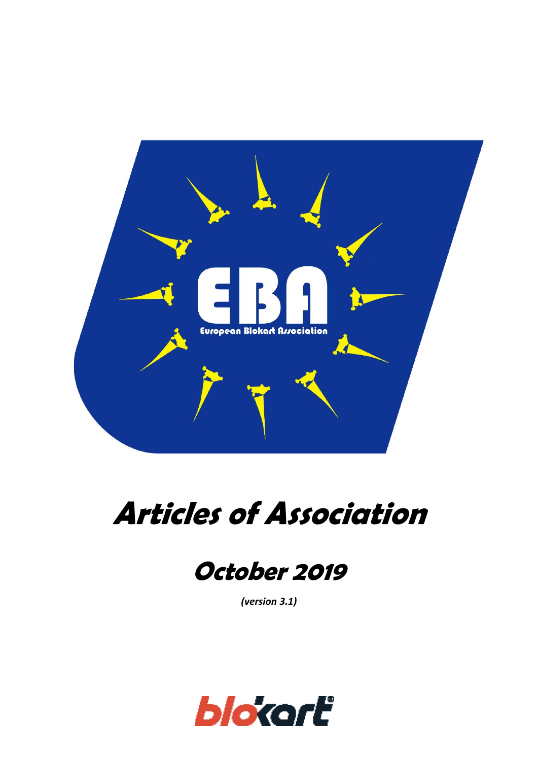# Articles of Association

## October 2019

*(version 3.1)*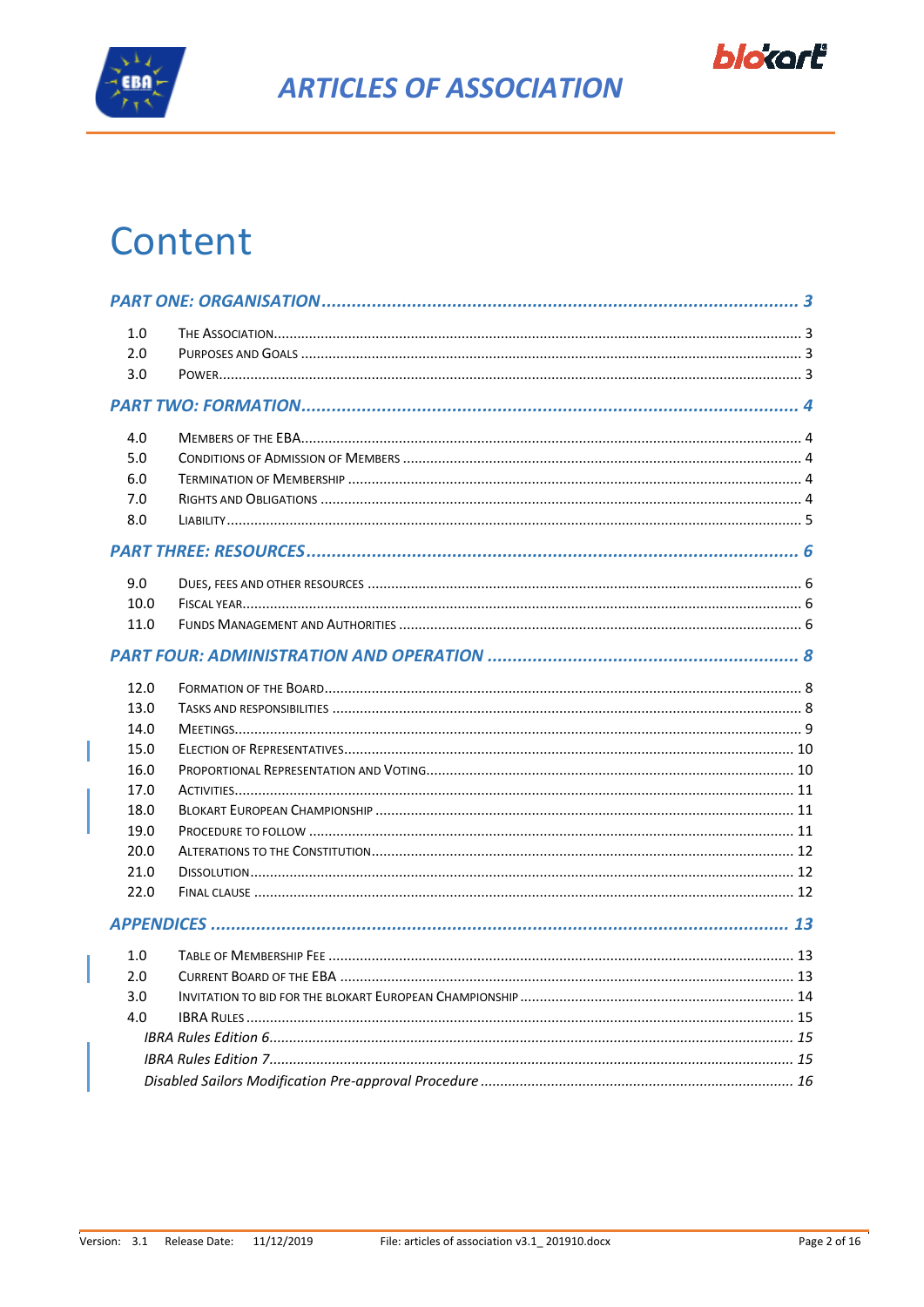# Content

**PART ONE: ORGANISATION** ........ 3

| | | |
|---|---|---|
| 1.0 | The Association | 3 |
| 2.0 | Purposes and Goals | 3 |
| 3.0 | Power | 3 |

**PART TWO: FORMATION** ........ 4

| | | |
|---|---|---|
| 4.0 | Members of the EBA | 4 |
| 5.0 | Conditions of Admission of Members | 4 |
| 6.0 | Termination of Membership | 4 |
| 7.0 | Rights and Obligations | 4 |
| 8.0 | Liability | 5 |

**PART THREE: RESOURCES** ........ 6

| | | |
|---|---|---|
| 9.0 | Dues, fees and other resources | 6 |
| 10.0 | Fiscal year | 6 |
| 11.0 | Funds Management and Authorities | 6 |

**PART FOUR: ADMINISTRATION AND OPERATION** ........ 8

| | | |
|---|---|---|
| 12.0 | Formation of the Board | 8 |
| 13.0 | Tasks and Responsibilities | 8 |
| 14.0 | Meetings | 9 |
| 15.0 | Election of Representatives | 10 |
| 16.0 | Proportional Representation and Voting | 10 |
| 17.0 | Activities | 11 |
| 18.0 | Blokart European Championship | 11 |
| 19.0 | Procedure to follow | 11 |
| 20.0 | Alterations to the Constitution | 12 |
| 21.0 | Dissolution | 12 |
| 22.0 | Final clause | 12 |

**APPENDICES** ........ 13

| | | |
|---|---|---|
| 1.0 | Table of Membership Fee | 13 |
| 2.0 | Current Board of the EBA | 13 |
| 3.0 | Invitation to bid for the Blokart European Championship | 14 |
| 4.0 | IBRA Rules | 15 |
| | *IBRA Rules Edition 6* | *15* |
| | *IBRA Rules Edition 7* | *15* |
| | *Disabled Sailors Modification Pre-approval Procedure* | *16* |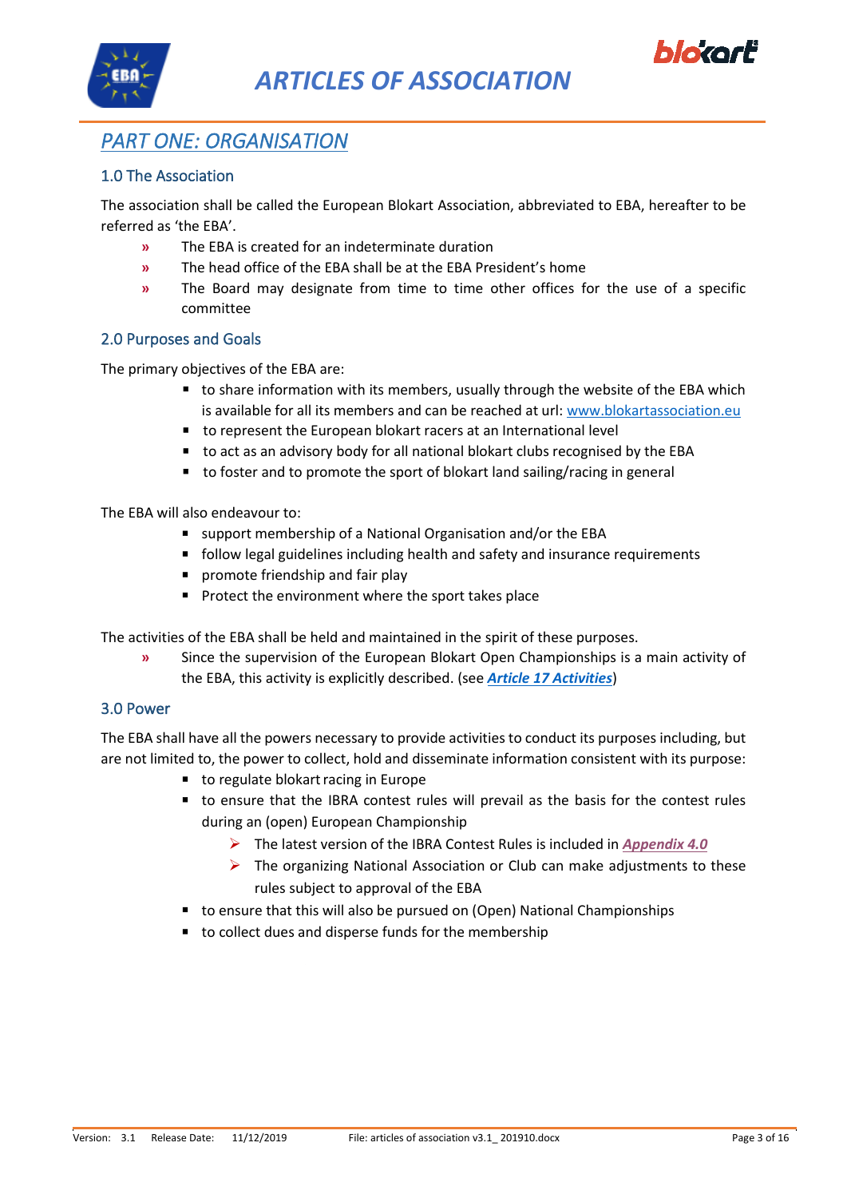# PART ONE: ORGANISATION

## 1.0 The Association

The association shall be called the European Blokart Association, abbreviated to EBA, hereafter to be referred as 'the EBA'.

- The EBA is created for an indeterminate duration
- The head office of the EBA shall be at the EBA President's home
- The Board may designate from time to time other offices for the use of a specific committee

## 2.0 Purposes and Goals

The primary objectives of the EBA are:

- to share information with its members, usually through the website of the EBA which is available for all its members and can be reached at url: www.blokartassociation.eu
- to represent the European blokart racers at an International level
- to act as an advisory body for all national blokart clubs recognised by the EBA
- to foster and to promote the sport of blokart land sailing/racing in general

The EBA will also endeavour to:

- support membership of a National Organisation and/or the EBA
- follow legal guidelines including health and safety and insurance requirements
- promote friendship and fair play
- Protect the environment where the sport takes place

The activities of the EBA shall be held and maintained in the spirit of these purposes.

- Since the supervision of the European Blokart Open Championships is a main activity of the EBA, this activity is explicitly described. (see ***Article 17 Activities***)

## 3.0 Power

The EBA shall have all the powers necessary to provide activities to conduct its purposes including, but are not limited to, the power to collect, hold and disseminate information consistent with its purpose:

- to regulate blokart racing in Europe
- to ensure that the IBRA contest rules will prevail as the basis for the contest rules during an (open) European Championship
  - The latest version of the IBRA Contest Rules is included in ***Appendix 4.0***
  - The organizing National Association or Club can make adjustments to these rules subject to approval of the EBA
- to ensure that this will also be pursued on (Open) National Championships
- to collect dues and disperse funds for the membership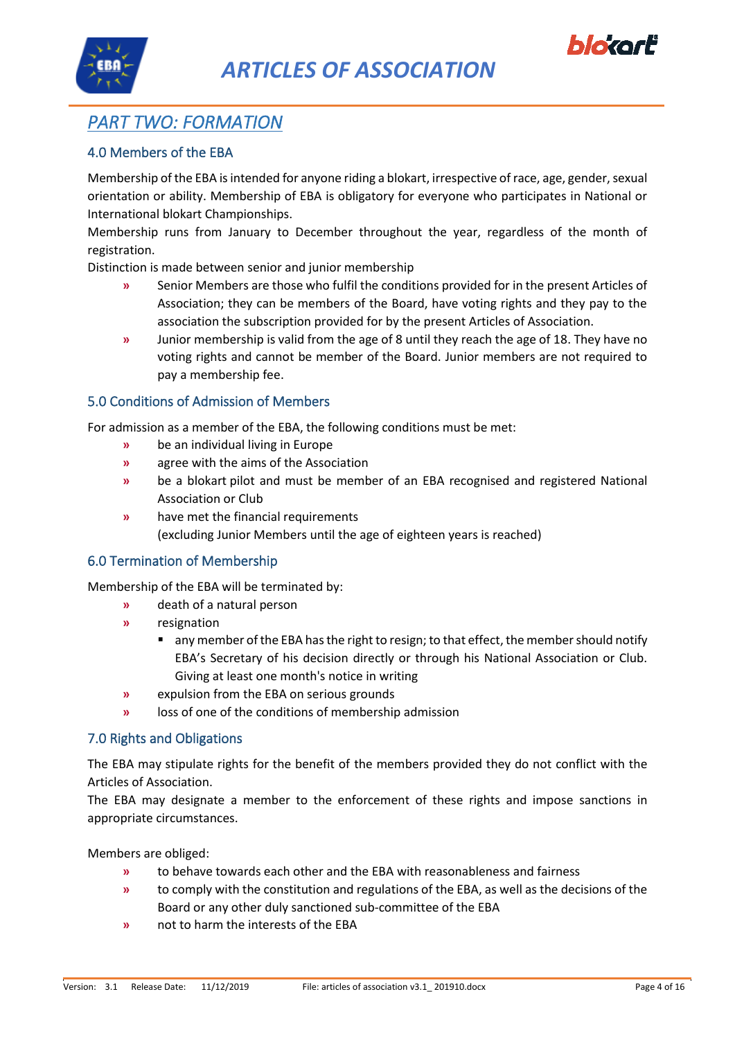## *PART TWO: FORMATION*

### 4.0 Members of the EBA

Membership of the EBA is intended for anyone riding a blokart, irrespective of race, age, gender, sexual orientation or ability. Membership of EBA is obligatory for everyone who participates in National or International blokart Championships.
Membership runs from January to December throughout the year, regardless of the month of registration.
Distinction is made between senior and junior membership

- Senior Members are those who fulfil the conditions provided for in the present Articles of Association; they can be members of the Board, have voting rights and they pay to the association the subscription provided for by the present Articles of Association.
- Junior membership is valid from the age of 8 until they reach the age of 18. They have no voting rights and cannot be member of the Board. Junior members are not required to pay a membership fee.

### 5.0 Conditions of Admission of Members

For admission as a member of the EBA, the following conditions must be met:

- be an individual living in Europe
- agree with the aims of the Association
- be a blokart pilot and must be member of an EBA recognised and registered National Association or Club
- have met the financial requirements
  (excluding Junior Members until the age of eighteen years is reached)

### 6.0 Termination of Membership

Membership of the EBA will be terminated by:

- death of a natural person
- resignation
  - any member of the EBA has the right to resign; to that effect, the member should notify EBA's Secretary of his decision directly or through his National Association or Club. Giving at least one month's notice in writing
- expulsion from the EBA on serious grounds
- loss of one of the conditions of membership admission

### 7.0 Rights and Obligations

The EBA may stipulate rights for the benefit of the members provided they do not conflict with the Articles of Association.
The EBA may designate a member to the enforcement of these rights and impose sanctions in appropriate circumstances.

Members are obliged:

- to behave towards each other and the EBA with reasonableness and fairness
- to comply with the constitution and regulations of the EBA, as well as the decisions of the Board or any other duly sanctioned sub-committee of the EBA
- not to harm the interests of the EBA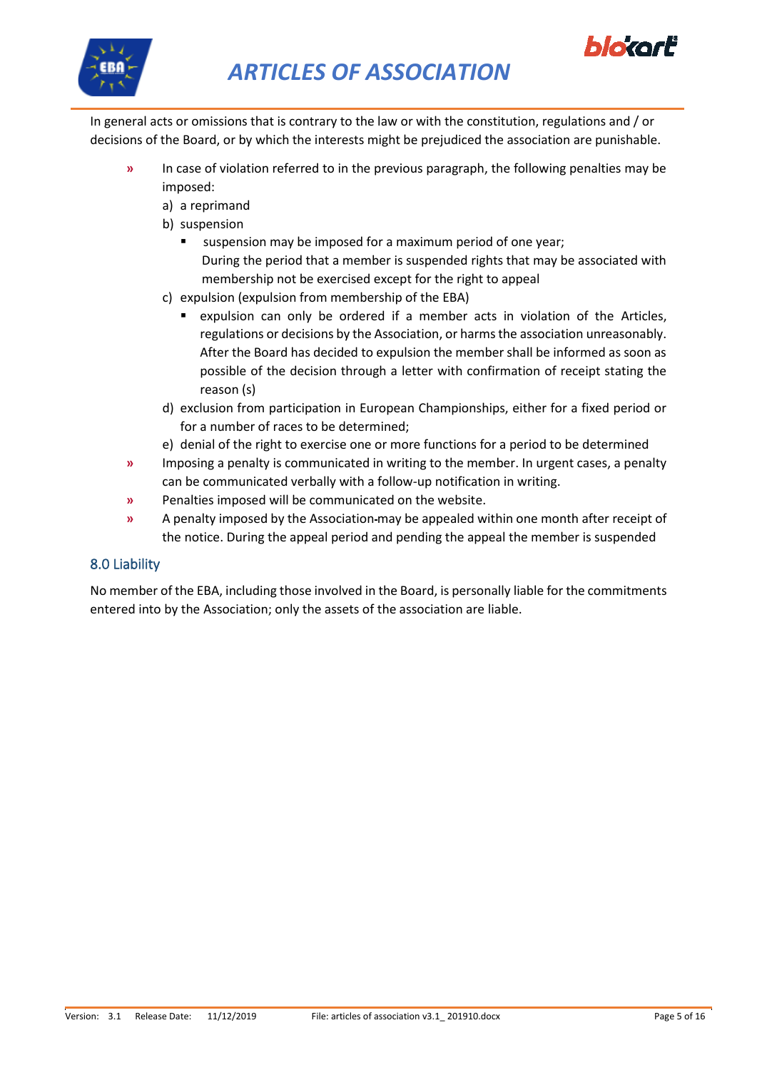In general acts or omissions that is contrary to the law or with the constitution, regulations and / or decisions of the Board, or by which the interests might be prejudiced the association are punishable.

- In case of violation referred to in the previous paragraph, the following penalties may be imposed:
  - a) a reprimand
  - b) suspension
    - suspension may be imposed for a maximum period of one year;
      During the period that a member is suspended rights that may be associated with membership not be exercised except for the right to appeal
  - c) expulsion (expulsion from membership of the EBA)
    - expulsion can only be ordered if a member acts in violation of the Articles, regulations or decisions by the Association, or harms the association unreasonably. After the Board has decided to expulsion the member shall be informed as soon as possible of the decision through a letter with confirmation of receipt stating the reason (s)
  - d) exclusion from participation in European Championships, either for a fixed period or for a number of races to be determined;
  - e) denial of the right to exercise one or more functions for a period to be determined
- Imposing a penalty is communicated in writing to the member. In urgent cases, a penalty can be communicated verbally with a follow-up notification in writing.
- Penalties imposed will be communicated on the website.
- A penalty imposed by the Association may be appealed within one month after receipt of the notice. During the appeal period and pending the appeal the member is suspended

## 8.0 Liability

No member of the EBA, including those involved in the Board, is personally liable for the commitments entered into by the Association; only the assets of the association are liable.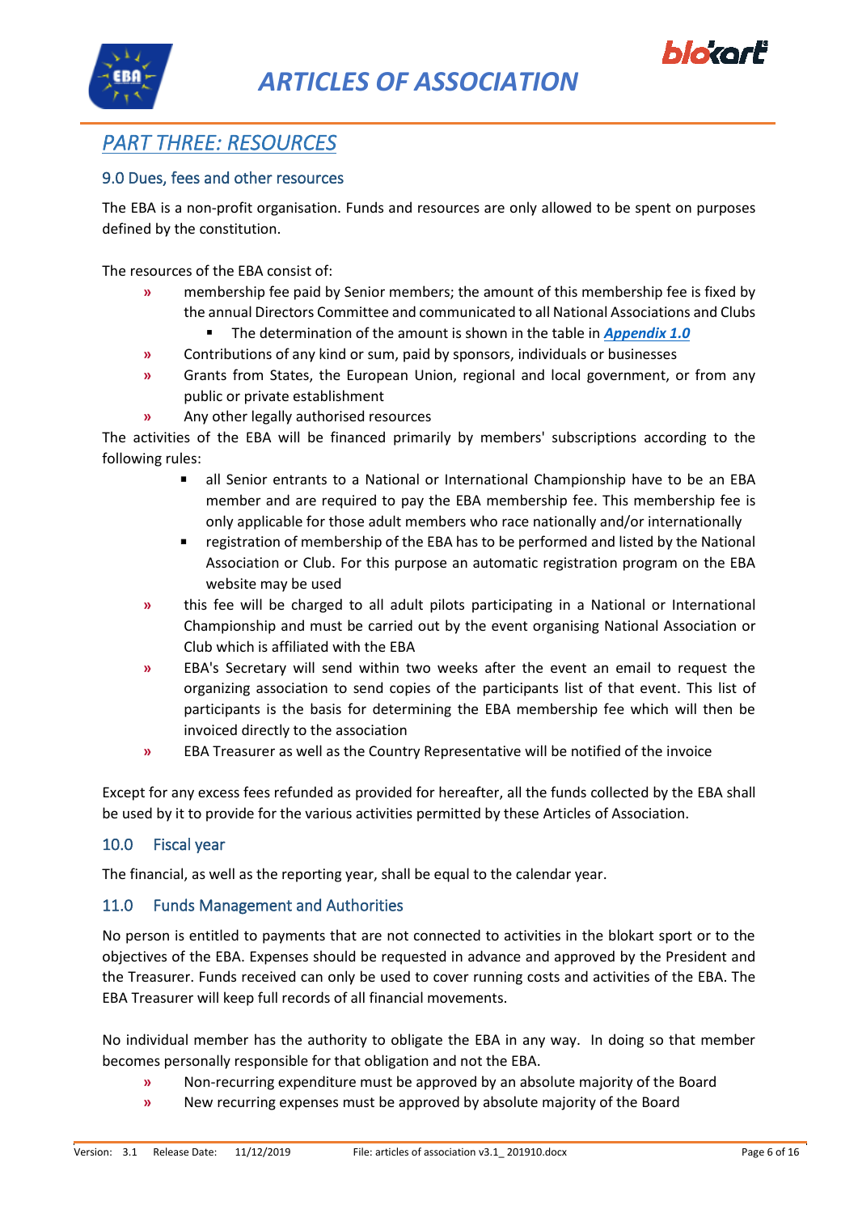## PART THREE: RESOURCES

### 9.0 Dues, fees and other resources

The EBA is a non-profit organisation. Funds and resources are only allowed to be spent on purposes defined by the constitution.

The resources of the EBA consist of:

- membership fee paid by Senior members; the amount of this membership fee is fixed by the annual Directors Committee and communicated to all National Associations and Clubs
  - The determination of the amount is shown in the table in ***Appendix 1.0***
- Contributions of any kind or sum, paid by sponsors, individuals or businesses
- Grants from States, the European Union, regional and local government, or from any public or private establishment
- Any other legally authorised resources

The activities of the EBA will be financed primarily by members' subscriptions according to the following rules:

- all Senior entrants to a National or International Championship have to be an EBA member and are required to pay the EBA membership fee. This membership fee is only applicable for those adult members who race nationally and/or internationally
- registration of membership of the EBA has to be performed and listed by the National Association or Club. For this purpose an automatic registration program on the EBA website may be used
- this fee will be charged to all adult pilots participating in a National or International Championship and must be carried out by the event organising National Association or Club which is affiliated with the EBA
- EBA's Secretary will send within two weeks after the event an email to request the organizing association to send copies of the participants list of that event. This list of participants is the basis for determining the EBA membership fee which will then be invoiced directly to the association
- EBA Treasurer as well as the Country Representative will be notified of the invoice

Except for any excess fees refunded as provided for hereafter, all the funds collected by the EBA shall be used by it to provide for the various activities permitted by these Articles of Association.

### 10.0 Fiscal year

The financial, as well as the reporting year, shall be equal to the calendar year.

### 11.0 Funds Management and Authorities

No person is entitled to payments that are not connected to activities in the blokart sport or to the objectives of the EBA. Expenses should be requested in advance and approved by the President and the Treasurer. Funds received can only be used to cover running costs and activities of the EBA. The EBA Treasurer will keep full records of all financial movements.

No individual member has the authority to obligate the EBA in any way. In doing so that member becomes personally responsible for that obligation and not the EBA.

- Non-recurring expenditure must be approved by an absolute majority of the Board
- New recurring expenses must be approved by absolute majority of the Board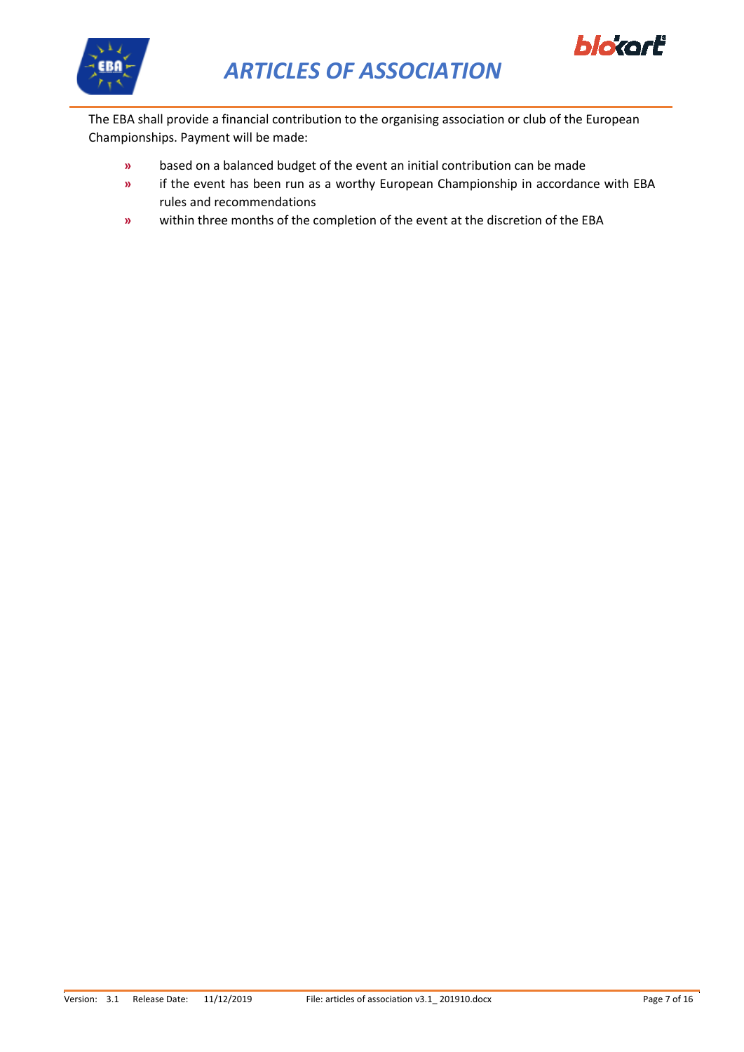The EBA shall provide a financial contribution to the organising association or club of the European Championships. Payment will be made:

- based on a balanced budget of the event an initial contribution can be made
- if the event has been run as a worthy European Championship in accordance with EBA rules and recommendations
- within three months of the completion of the event at the discretion of the EBA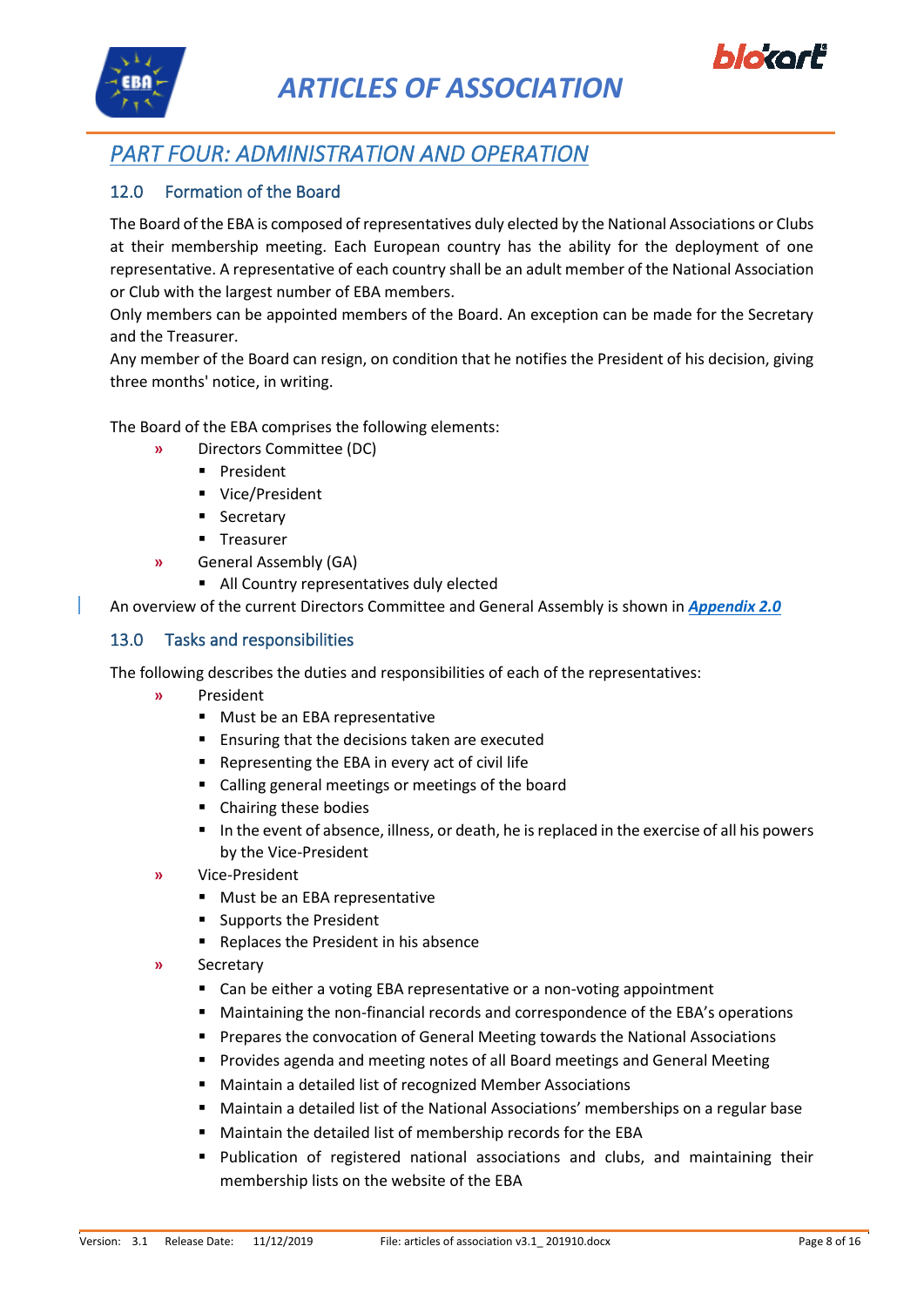## PART FOUR: ADMINISTRATION AND OPERATION

### 12.0 Formation of the Board

The Board of the EBA is composed of representatives duly elected by the National Associations or Clubs at their membership meeting. Each European country has the ability for the deployment of one representative. A representative of each country shall be an adult member of the National Association or Club with the largest number of EBA members.
Only members can be appointed members of the Board. An exception can be made for the Secretary and the Treasurer.
Any member of the Board can resign, on condition that he notifies the President of his decision, giving three months' notice, in writing.

The Board of the EBA comprises the following elements:

- Directors Committee (DC)
  - President
  - Vice/President
  - Secretary
  - Treasurer
- General Assembly (GA)
  - All Country representatives duly elected

An overview of the current Directors Committee and General Assembly is shown in ***Appendix 2.0***

### 13.0 Tasks and responsibilities

The following describes the duties and responsibilities of each of the representatives:

- President
  - Must be an EBA representative
  - Ensuring that the decisions taken are executed
  - Representing the EBA in every act of civil life
  - Calling general meetings or meetings of the board
  - Chairing these bodies
  - In the event of absence, illness, or death, he is replaced in the exercise of all his powers by the Vice-President
- Vice-President
  - Must be an EBA representative
  - Supports the President
  - Replaces the President in his absence
- Secretary
  - Can be either a voting EBA representative or a non-voting appointment
  - Maintaining the non-financial records and correspondence of the EBA's operations
  - Prepares the convocation of General Meeting towards the National Associations
  - Provides agenda and meeting notes of all Board meetings and General Meeting
  - Maintain a detailed list of recognized Member Associations
  - Maintain a detailed list of the National Associations' memberships on a regular base
  - Maintain the detailed list of membership records for the EBA
  - Publication of registered national associations and clubs, and maintaining their membership lists on the website of the EBA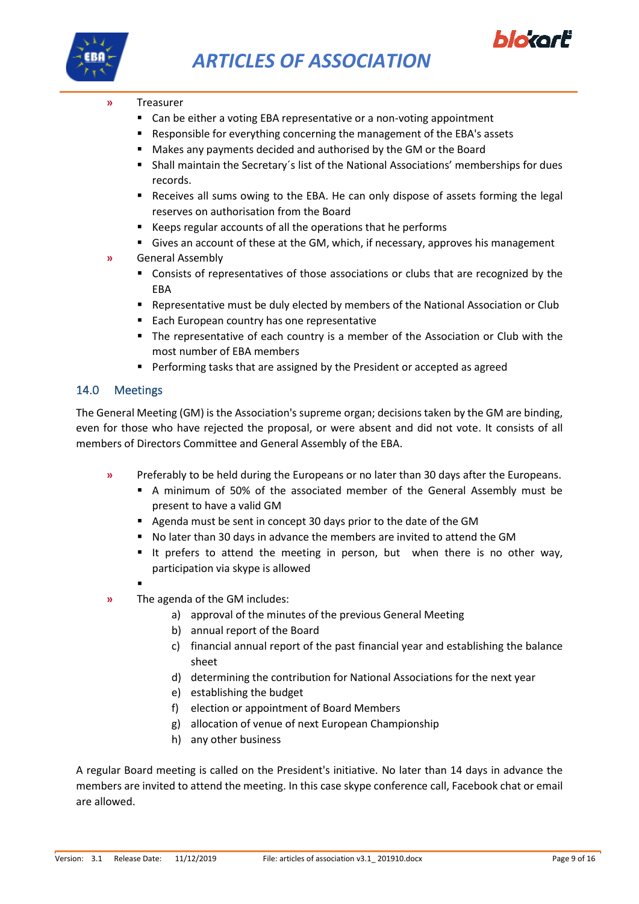- Treasurer
  - Can be either a voting EBA representative or a non-voting appointment
  - Responsible for everything concerning the management of the EBA's assets
  - Makes any payments decided and authorised by the GM or the Board
  - Shall maintain the Secretary´s list of the National Associations' memberships for dues records.
  - Receives all sums owing to the EBA. He can only dispose of assets forming the legal reserves on authorisation from the Board
  - Keeps regular accounts of all the operations that he performs
  - Gives an account of these at the GM, which, if necessary, approves his management
- General Assembly
  - Consists of representatives of those associations or clubs that are recognized by the EBA
  - Representative must be duly elected by members of the National Association or Club
  - Each European country has one representative
  - The representative of each country is a member of the Association or Club with the most number of EBA members
  - Performing tasks that are assigned by the President or accepted as agreed

## 14.0 Meetings

The General Meeting (GM) is the Association's supreme organ; decisions taken by the GM are binding, even for those who have rejected the proposal, or were absent and did not vote. It consists of all members of Directors Committee and General Assembly of the EBA.

- Preferably to be held during the Europeans or no later than 30 days after the Europeans.
  - A minimum of 50% of the associated member of the General Assembly must be present to have a valid GM
  - Agenda must be sent in concept 30 days prior to the date of the GM
  - No later than 30 days in advance the members are invited to attend the GM
  - It prefers to attend the meeting in person, but when there is no other way, participation via skype is allowed
  - 
- The agenda of the GM includes:
  a) approval of the minutes of the previous General Meeting
  b) annual report of the Board
  c) financial annual report of the past financial year and establishing the balance sheet
  d) determining the contribution for National Associations for the next year
  e) establishing the budget
  f) election or appointment of Board Members
  g) allocation of venue of next European Championship
  h) any other business

A regular Board meeting is called on the President's initiative. No later than 14 days in advance the members are invited to attend the meeting. In this case skype conference call, Facebook chat or email are allowed.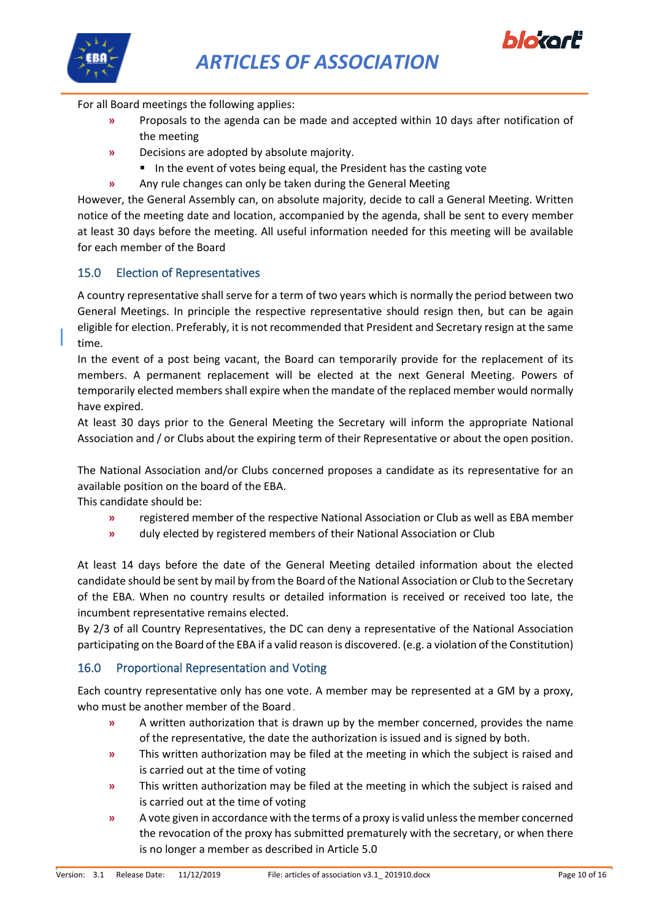For all Board meetings the following applies:

- Proposals to the agenda can be made and accepted within 10 days after notification of the meeting
- Decisions are adopted by absolute majority.
  - In the event of votes being equal, the President has the casting vote
- Any rule changes can only be taken during the General Meeting

However, the General Assembly can, on absolute majority, decide to call a General Meeting. Written notice of the meeting date and location, accompanied by the agenda, shall be sent to every member at least 30 days before the meeting. All useful information needed for this meeting will be available for each member of the Board

## 15.0 Election of Representatives

A country representative shall serve for a term of two years which is normally the period between two General Meetings. In principle the respective representative should resign then, but can be again eligible for election. Preferably, it is not recommended that President and Secretary resign at the same time.

In the event of a post being vacant, the Board can temporarily provide for the replacement of its members. A permanent replacement will be elected at the next General Meeting. Powers of temporarily elected members shall expire when the mandate of the replaced member would normally have expired.

At least 30 days prior to the General Meeting the Secretary will inform the appropriate National Association and / or Clubs about the expiring term of their Representative or about the open position.

The National Association and/or Clubs concerned proposes a candidate as its representative for an available position on the board of the EBA.

This candidate should be:

- registered member of the respective National Association or Club as well as EBA member
- duly elected by registered members of their National Association or Club

At least 14 days before the date of the General Meeting detailed information about the elected candidate should be sent by mail by from the Board of the National Association or Club to the Secretary of the EBA. When no country results or detailed information is received or received too late, the incumbent representative remains elected.

By 2/3 of all Country Representatives, the DC can deny a representative of the National Association participating on the Board of the EBA if a valid reason is discovered. (e.g. a violation of the Constitution)

## 16.0 Proportional Representation and Voting

Each country representative only has one vote. A member may be represented at a GM by a proxy, who must be another member of the Board.

- A written authorization that is drawn up by the member concerned, provides the name of the representative, the date the authorization is issued and is signed by both.
- This written authorization may be filed at the meeting in which the subject is raised and is carried out at the time of voting
- This written authorization may be filed at the meeting in which the subject is raised and is carried out at the time of voting
- A vote given in accordance with the terms of a proxy is valid unless the member concerned the revocation of the proxy has submitted prematurely with the secretary, or when there is no longer a member as described in Article 5.0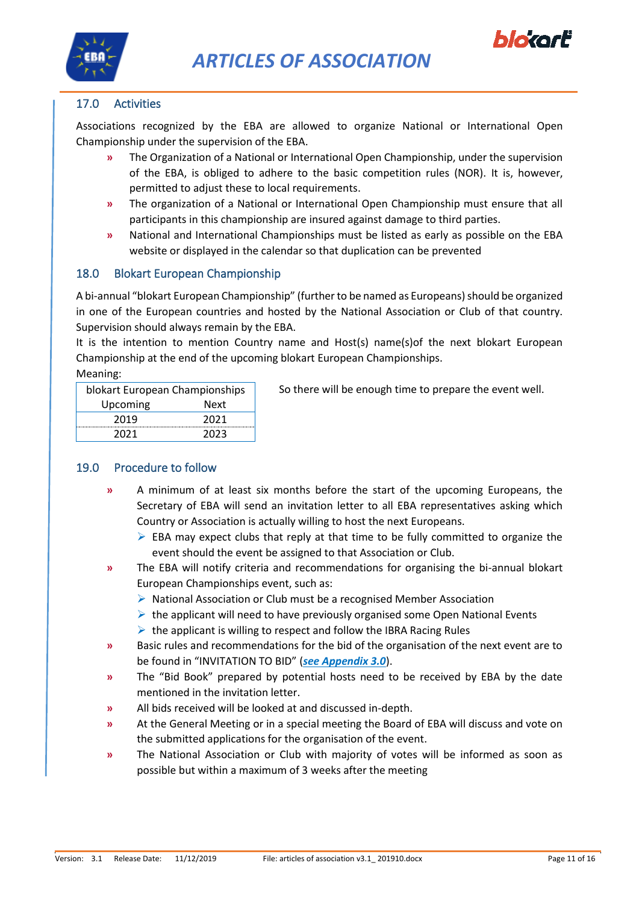## 17.0 Activities

Associations recognized by the EBA are allowed to organize National or International Open Championship under the supervision of the EBA.

- The Organization of a National or International Open Championship, under the supervision of the EBA, is obliged to adhere to the basic competition rules (NOR). It is, however, permitted to adjust these to local requirements.
- The organization of a National or International Open Championship must ensure that all participants in this championship are insured against damage to third parties.
- National and International Championships must be listed as early as possible on the EBA website or displayed in the calendar so that duplication can be prevented

## 18.0 Blokart European Championship

A bi-annual "blokart European Championship" (further to be named as Europeans) should be organized in one of the European countries and hosted by the National Association or Club of that country. Supervision should always remain by the EBA.

It is the intention to mention Country name and Host(s) name(s)of the next blokart European Championship at the end of the upcoming blokart European Championships.

Meaning:

| blokart European Championships | |
|---|---|
| Upcoming | Next |
| 2019 | 2021 |
| 2021 | 2023 |

So there will be enough time to prepare the event well.

## 19.0 Procedure to follow

- A minimum of at least six months before the start of the upcoming Europeans, the Secretary of EBA will send an invitation letter to all EBA representatives asking which Country or Association is actually willing to host the next Europeans.
  - EBA may expect clubs that reply at that time to be fully committed to organize the event should the event be assigned to that Association or Club.
- The EBA will notify criteria and recommendations for organising the bi-annual blokart European Championships event, such as:
  - National Association or Club must be a recognised Member Association
  - the applicant will need to have previously organised some Open National Events
  - the applicant is willing to respect and follow the IBRA Racing Rules
- Basic rules and recommendations for the bid of the organisation of the next event are to be found in "INVITATION TO BID" (***see Appendix 3.0***).
- The "Bid Book" prepared by potential hosts need to be received by EBA by the date mentioned in the invitation letter.
- All bids received will be looked at and discussed in-depth.
- At the General Meeting or in a special meeting the Board of EBA will discuss and vote on the submitted applications for the organisation of the event.
- The National Association or Club with majority of votes will be informed as soon as possible but within a maximum of 3 weeks after the meeting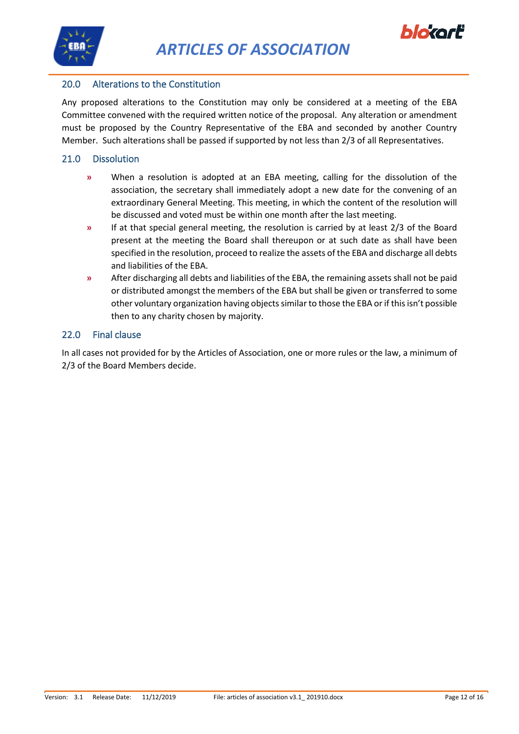## 20.0 Alterations to the Constitution

Any proposed alterations to the Constitution may only be considered at a meeting of the EBA Committee convened with the required written notice of the proposal. Any alteration or amendment must be proposed by the Country Representative of the EBA and seconded by another Country Member. Such alterations shall be passed if supported by not less than 2/3 of all Representatives.

## 21.0 Dissolution

- When a resolution is adopted at an EBA meeting, calling for the dissolution of the association, the secretary shall immediately adopt a new date for the convening of an extraordinary General Meeting. This meeting, in which the content of the resolution will be discussed and voted must be within one month after the last meeting.
- If at that special general meeting, the resolution is carried by at least 2/3 of the Board present at the meeting the Board shall thereupon or at such date as shall have been specified in the resolution, proceed to realize the assets of the EBA and discharge all debts and liabilities of the EBA.
- After discharging all debts and liabilities of the EBA, the remaining assets shall not be paid or distributed amongst the members of the EBA but shall be given or transferred to some other voluntary organization having objects similar to those the EBA or if this isn't possible then to any charity chosen by majority.

## 22.0 Final clause

In all cases not provided for by the Articles of Association, one or more rules or the law, a minimum of 2/3 of the Board Members decide.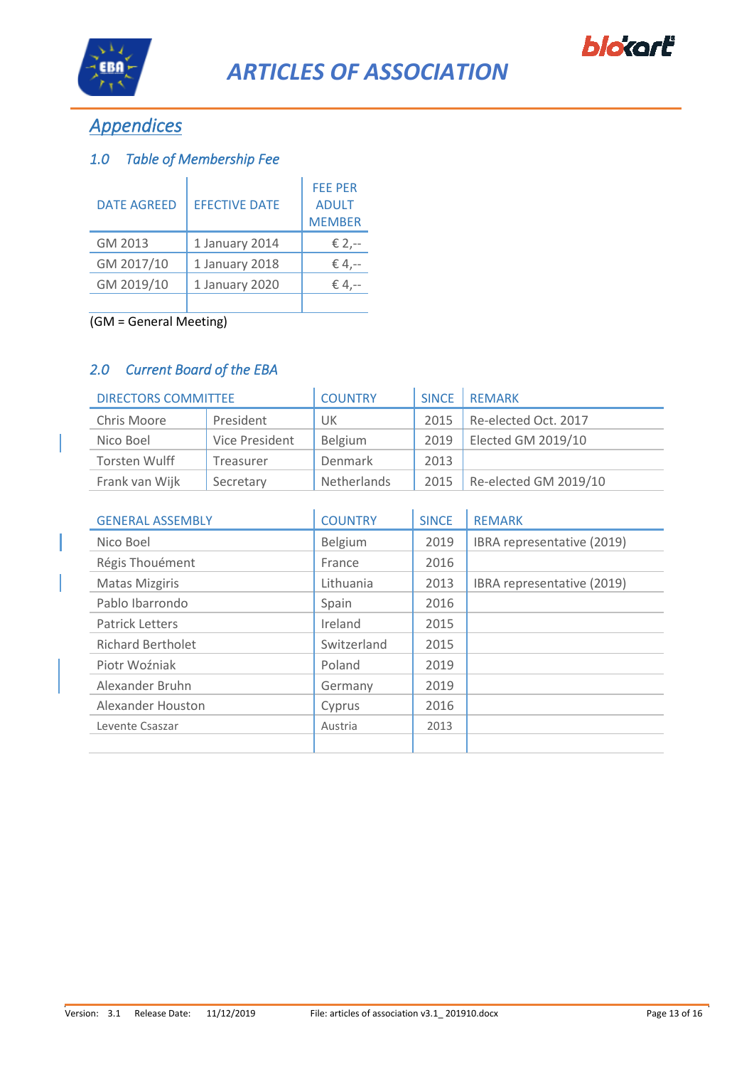## Appendices

### 1.0 Table of Membership Fee

| DATE AGREED | EFECTIVE DATE | FEE PER ADULT MEMBER |
|---|---|---|
| GM 2013 | 1 January 2014 | € 2,-- |
| GM 2017/10 | 1 January 2018 | € 4,-- |
| GM 2019/10 | 1 January 2020 | € 4,-- |
| | | |

(GM = General Meeting)

### 2.0 Current Board of the EBA

| DIRECTORS COMMITTEE | | COUNTRY | SINCE | REMARK |
|---|---|---|---|---|
| Chris Moore | President | UK | 2015 | Re-elected Oct. 2017 |
| Nico Boel | Vice President | Belgium | 2019 | Elected GM 2019/10 |
| Torsten Wulff | Treasurer | Denmark | 2013 | |
| Frank van Wijk | Secretary | Netherlands | 2015 | Re-elected GM 2019/10 |

| GENERAL ASSEMBLY | COUNTRY | SINCE | REMARK |
|---|---|---|---|
| Nico Boel | Belgium | 2019 | IBRA representative (2019) |
| Régis Thouément | France | 2016 | |
| Matas Mizgiris | Lithuania | 2013 | IBRA representative (2019) |
| Pablo Ibarrondo | Spain | 2016 | |
| Patrick Letters | Ireland | 2015 | |
| Richard Bertholet | Switzerland | 2015 | |
| Piotr Woźniak | Poland | 2019 | |
| Alexander Bruhn | Germany | 2019 | |
| Alexander Houston | Cyprus | 2016 | |
| Levente Csaszar | Austria | 2013 | |
| | | | |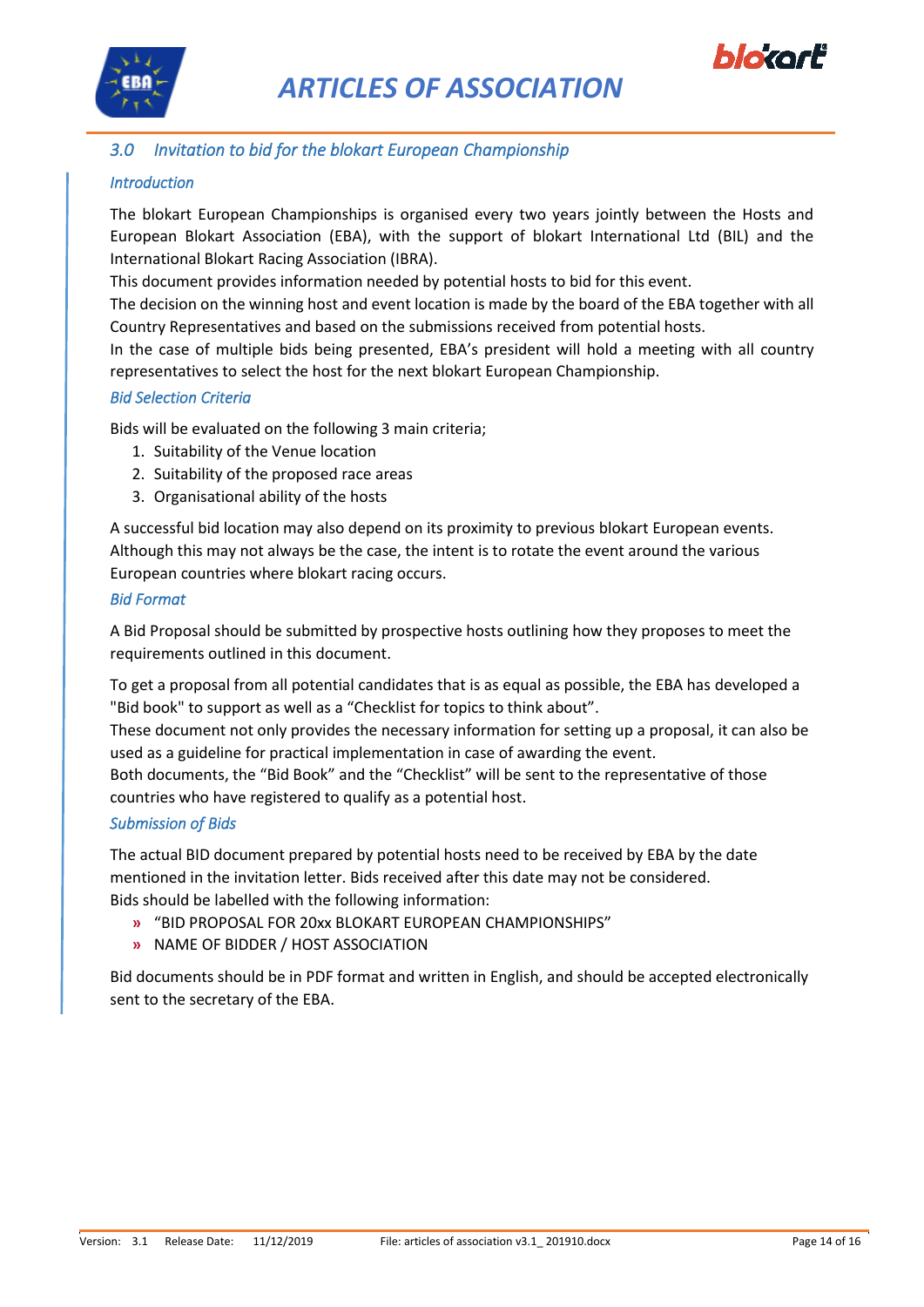## 3.0 Invitation to bid for the blokart European Championship

### Introduction

The blokart European Championships is organised every two years jointly between the Hosts and European Blokart Association (EBA), with the support of blokart International Ltd (BIL) and the International Blokart Racing Association (IBRA).

This document provides information needed by potential hosts to bid for this event.

The decision on the winning host and event location is made by the board of the EBA together with all Country Representatives and based on the submissions received from potential hosts.

In the case of multiple bids being presented, EBA's president will hold a meeting with all country representatives to select the host for the next blokart European Championship.

### Bid Selection Criteria

Bids will be evaluated on the following 3 main criteria;

1. Suitability of the Venue location
2. Suitability of the proposed race areas
3. Organisational ability of the hosts

A successful bid location may also depend on its proximity to previous blokart European events. Although this may not always be the case, the intent is to rotate the event around the various European countries where blokart racing occurs.

### Bid Format

A Bid Proposal should be submitted by prospective hosts outlining how they proposes to meet the requirements outlined in this document.

To get a proposal from all potential candidates that is as equal as possible, the EBA has developed a "Bid book" to support as well as a "Checklist for topics to think about".

These document not only provides the necessary information for setting up a proposal, it can also be used as a guideline for practical implementation in case of awarding the event.

Both documents, the "Bid Book" and the "Checklist" will be sent to the representative of those countries who have registered to qualify as a potential host.

### Submission of Bids

The actual BID document prepared by potential hosts need to be received by EBA by the date mentioned in the invitation letter. Bids received after this date may not be considered.

Bids should be labelled with the following information:

- "BID PROPOSAL FOR 20xx BLOKART EUROPEAN CHAMPIONSHIPS"
- NAME OF BIDDER / HOST ASSOCIATION

Bid documents should be in PDF format and written in English, and should be accepted electronically sent to the secretary of the EBA.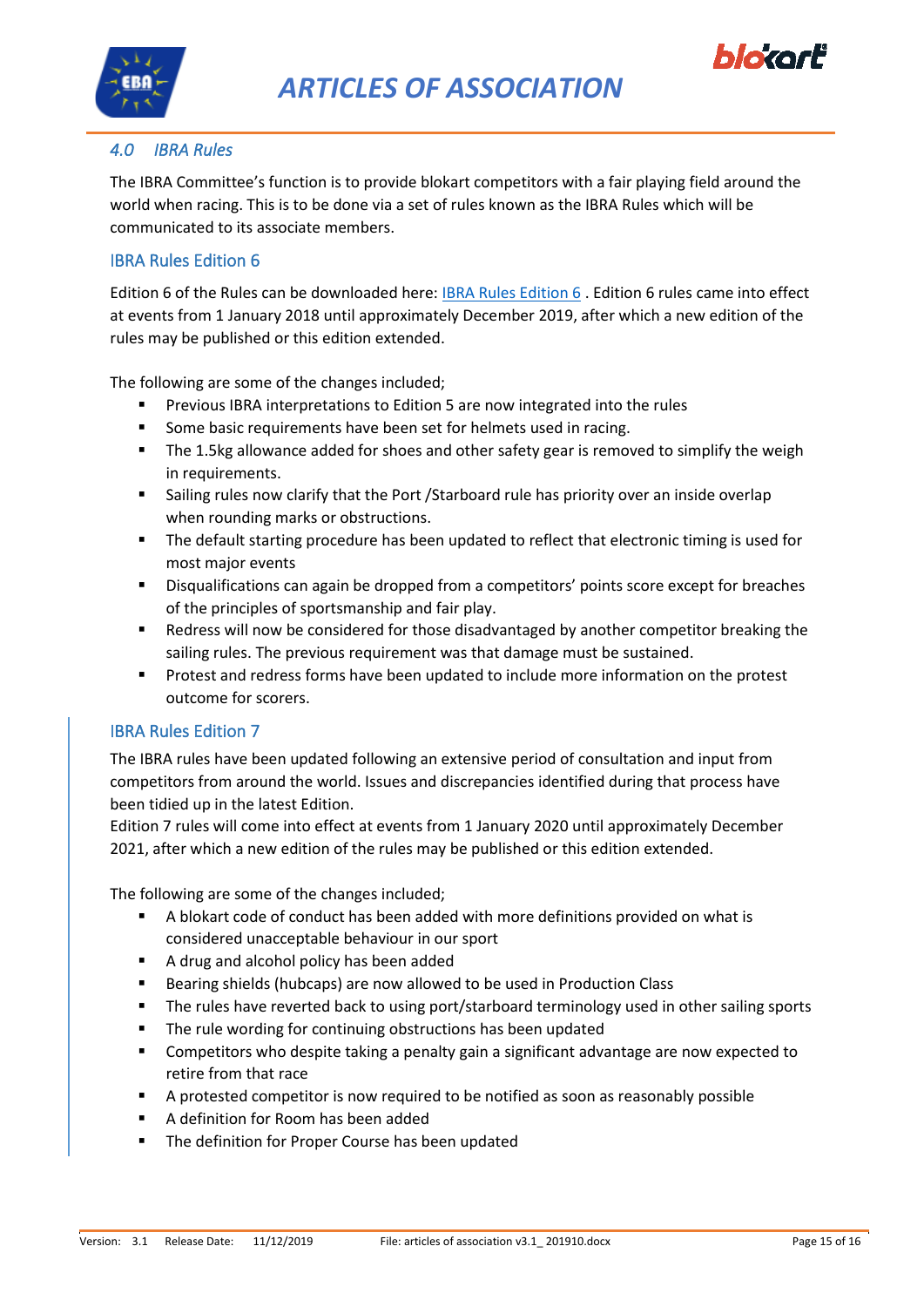## 4.0 IBRA Rules

The IBRA Committee's function is to provide blokart competitors with a fair playing field around the world when racing. This is to be done via a set of rules known as the IBRA Rules which will be communicated to its associate members.

### IBRA Rules Edition 6

Edition 6 of the Rules can be downloaded here: [IBRA Rules Edition 6] . Edition 6 rules came into effect at events from 1 January 2018 until approximately December 2019, after which a new edition of the rules may be published or this edition extended.

The following are some of the changes included;

- Previous IBRA interpretations to Edition 5 are now integrated into the rules
- Some basic requirements have been set for helmets used in racing.
- The 1.5kg allowance added for shoes and other safety gear is removed to simplify the weigh in requirements.
- Sailing rules now clarify that the Port /Starboard rule has priority over an inside overlap when rounding marks or obstructions.
- The default starting procedure has been updated to reflect that electronic timing is used for most major events
- Disqualifications can again be dropped from a competitors' points score except for breaches of the principles of sportsmanship and fair play.
- Redress will now be considered for those disadvantaged by another competitor breaking the sailing rules. The previous requirement was that damage must be sustained.
- Protest and redress forms have been updated to include more information on the protest outcome for scorers.

### IBRA Rules Edition 7

The IBRA rules have been updated following an extensive period of consultation and input from competitors from around the world. Issues and discrepancies identified during that process have been tidied up in the latest Edition.
Edition 7 rules will come into effect at events from 1 January 2020 until approximately December 2021, after which a new edition of the rules may be published or this edition extended.

The following are some of the changes included;

- A blokart code of conduct has been added with more definitions provided on what is considered unacceptable behaviour in our sport
- A drug and alcohol policy has been added
- Bearing shields (hubcaps) are now allowed to be used in Production Class
- The rules have reverted back to using port/starboard terminology used in other sailing sports
- The rule wording for continuing obstructions has been updated
- Competitors who despite taking a penalty gain a significant advantage are now expected to retire from that race
- A protested competitor is now required to be notified as soon as reasonably possible
- A definition for Room has been added
- The definition for Proper Course has been updated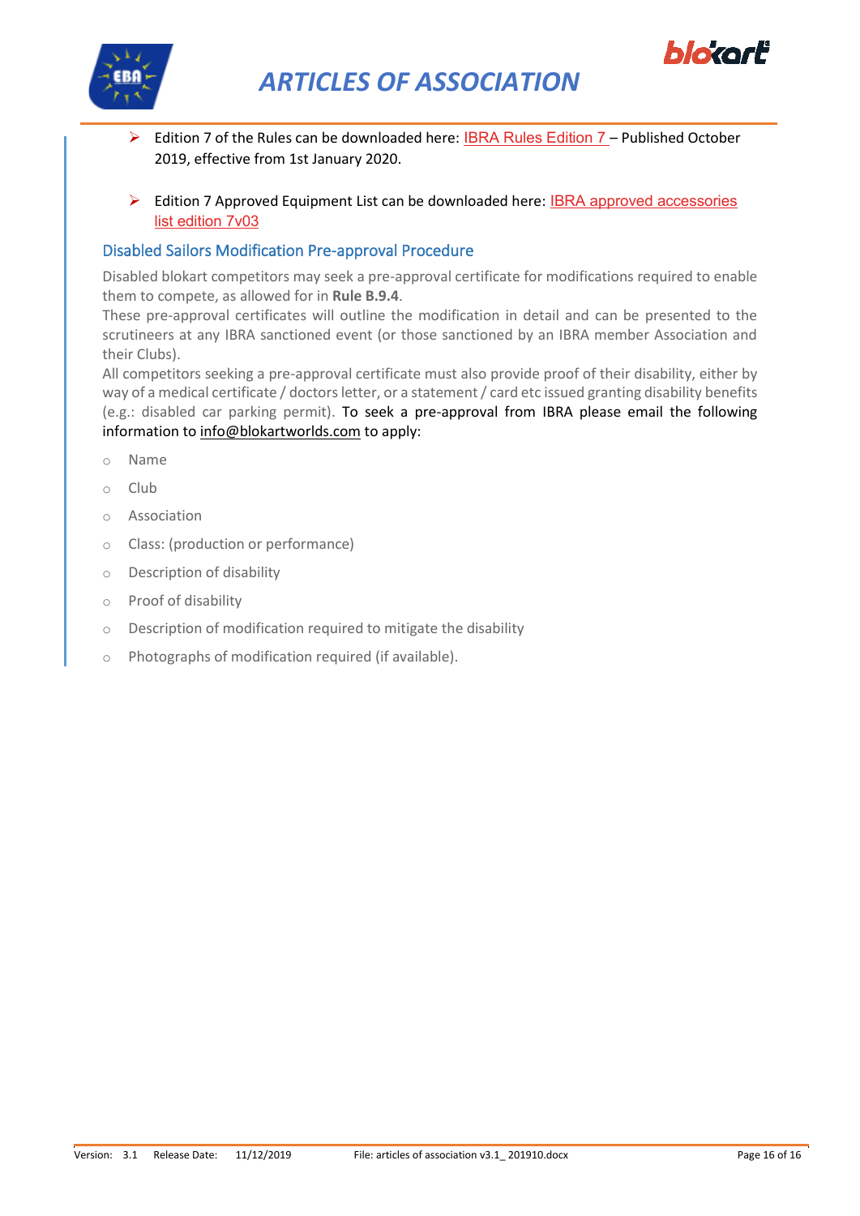- Edition 7 of the Rules can be downloaded here: IBRA Rules Edition 7 – Published October 2019, effective from 1st January 2020.

- Edition 7 Approved Equipment List can be downloaded here: IBRA approved accessories list edition 7v03

### Disabled Sailors Modification Pre-approval Procedure

Disabled blokart competitors may seek a pre-approval certificate for modifications required to enable them to compete, as allowed for in **Rule B.9.4**.
These pre-approval certificates will outline the modification in detail and can be presented to the scrutineers at any IBRA sanctioned event (or those sanctioned by an IBRA member Association and their Clubs).
All competitors seeking a pre-approval certificate must also provide proof of their disability, either by way of a medical certificate / doctors letter, or a statement / card etc issued granting disability benefits (e.g.: disabled car parking permit). To seek a pre-approval from IBRA please email the following information to info@blokartworlds.com to apply:

- Name
- Club
- Association
- Class: (production or performance)
- Description of disability
- Proof of disability
- Description of modification required to mitigate the disability
- Photographs of modification required (if available).